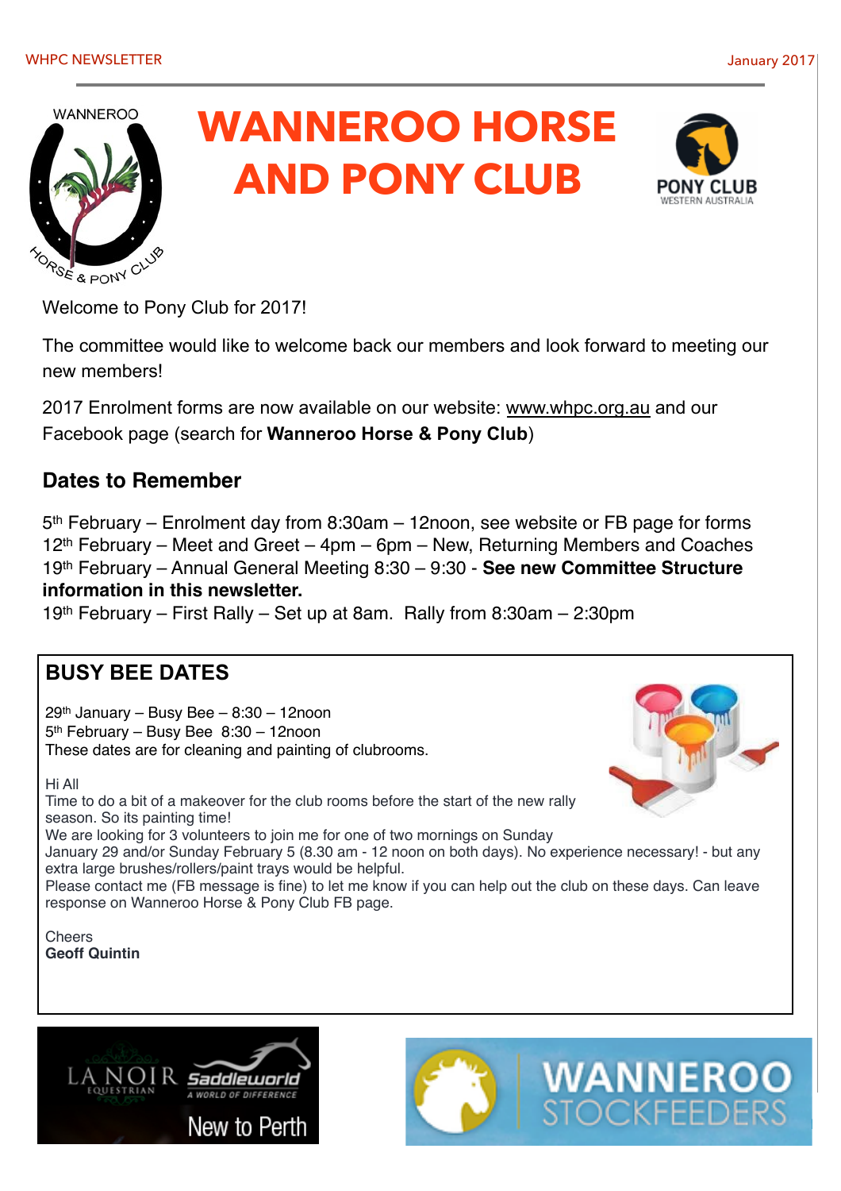# WANNEROO HORSE AND PONY CLUB

Welcome to Pony Club for 2017!

The committee would like to welcome back our members and look forward to meeting our new members!

2017 Enrolment forms are now available on our website: www.whpc.org.au and our Facebook page (search for **Wanneroo Horse & Pony Club**)

## Dates to Remember

5th February – Enrolment day from 8:30am – 12noon, see website or FB page for forms
12th February – Meet and Greet – 4pm – 6pm – New, Returning Members and Coaches
19th February – Annual General Meeting 8:30 – 9:30 - **See new Committee Structure information in this newsletter.**
19th February – First Rally – Set up at 8am. Rally from 8:30am – 2:30pm

## BUSY BEE DATES

29th January – Busy Bee – 8:30 – 12noon
5th February – Busy Bee 8:30 – 12noon
These dates are for cleaning and painting of clubrooms.

Hi All
Time to do a bit of a makeover for the club rooms before the start of the new rally season. So its painting time!
We are looking for 3 volunteers to join me for one of two mornings on Sunday January 29 and/or Sunday February 5 (8.30 am - 12 noon on both days). No experience necessary! - but any extra large brushes/rollers/paint trays would be helpful.
Please contact me (FB message is fine) to let me know if you can help out the club on these days. Can leave response on Wanneroo Horse & Pony Club FB page.

Cheers
**Geoff Quintin**

LA NOIR EQUESTRIAN Saddleworld A WORLD OF DIFFERENCE New to Perth

WANNEROO STOCKFEEDERS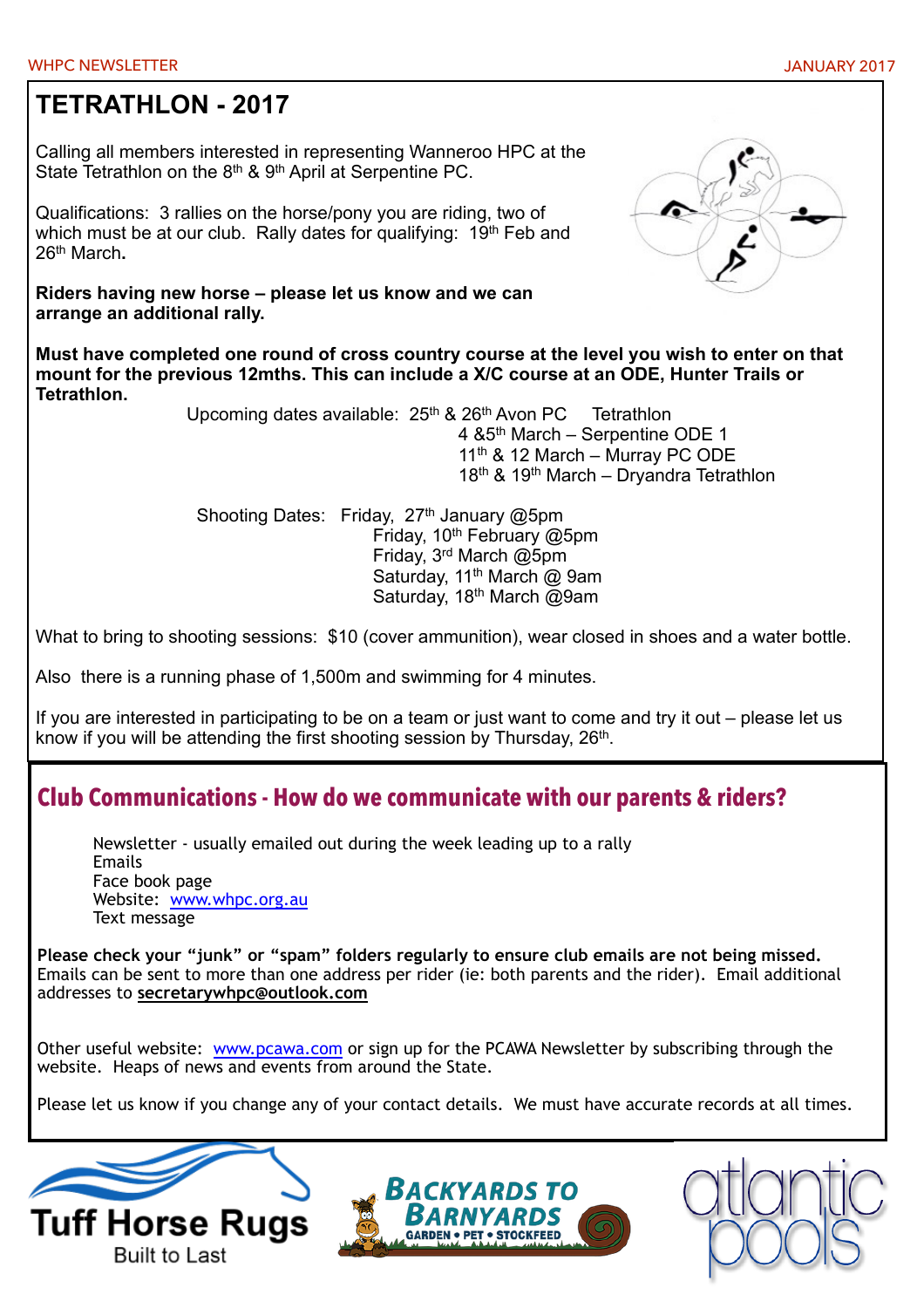# TETRATHLON - 2017

Calling all members interested in representing Wanneroo HPC at the State Tetrathlon on the 8th & 9th April at Serpentine PC.

Qualifications: 3 rallies on the horse/pony you are riding, two of which must be at our club. Rally dates for qualifying: 19th Feb and 26th March**.**

**Riders having new horse – please let us know and we can arrange an additional rally.**

**Must have completed one round of cross country course at the level you wish to enter on that mount for the previous 12mths. This can include a X/C course at an ODE, Hunter Trails or Tetrathlon.**

Upcoming dates available: 25th & 26th Avon PC Tetrathlon
4 &5th March – Serpentine ODE 1
11th & 12 March – Murray PC ODE
18th & 19th March – Dryandra Tetrathlon

Shooting Dates: Friday, 27th January @5pm
Friday, 10th February @5pm
Friday, 3rd March @5pm
Saturday, 11th March @ 9am
Saturday, 18th March @9am

What to bring to shooting sessions: $10 (cover ammunition), wear closed in shoes and a water bottle.

Also there is a running phase of 1,500m and swimming for 4 minutes.

If you are interested in participating to be on a team or just want to come and try it out – please let us know if you will be attending the first shooting session by Thursday, 26th.

## Club Communications - How do we communicate with our parents & riders?

Newsletter - usually emailed out during the week leading up to a rally
Emails
Face book page
Website: www.whpc.org.au
Text message

**Please check your "junk" or "spam" folders regularly to ensure club emails are not being missed.** Emails can be sent to more than one address per rider (ie: both parents and the rider). Email additional addresses to **secretarywhpc@outlook.com**

Other useful website: www.pcawa.com or sign up for the PCAWA Newsletter by subscribing through the website. Heaps of news and events from around the State.

Please let us know if you change any of your contact details. We must have accurate records at all times.

Tuff Horse Rugs
Built to Last

Backyards to Barnyards
GARDEN • PET • STOCKFEED

atlantic pools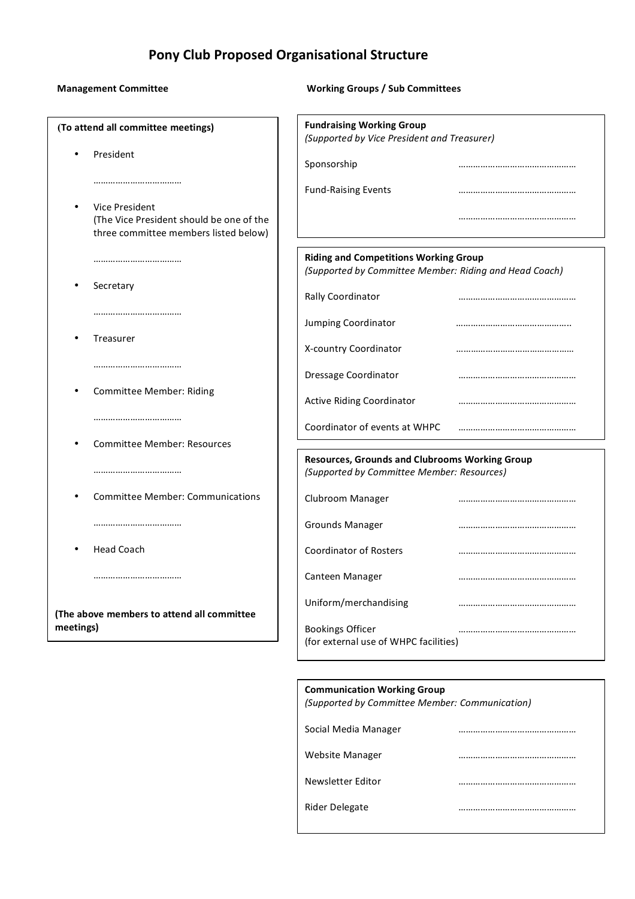# Pony Club Proposed Organisational Structure

## Management Committee

**(To attend all committee meetings)**

- President

  ………………………………

- Vice President
  (The Vice President should be one of the three committee members listed below)

  ………………………………

- Secretary

  ………………………………

- Treasurer

  ………………………………

- Committee Member: Riding

  ………………………………

- Committee Member: Resources

  ………………………………

- Committee Member: Communications

  ………………………………

- Head Coach

  ………………………………

**(The above members to attend all committee meetings)**

## Working Groups / Sub Committees

**Fundraising Working Group**
*(Supported by Vice President and Treasurer)*

| | |
|---|---|
| Sponsorship | ………………………………………… |
| Fund-Raising Events | ………………………………………… |
| | ………………………………………… |

**Riding and Competitions Working Group**
*(Supported by Committee Member: Riding and Head Coach)*

| | |
|---|---|
| Rally Coordinator | ………………………………………… |
| Jumping Coordinator | ……………………………………….. |
| X-country Coordinator | ………………………………………… |
| Dressage Coordinator | ………………………………………… |
| Active Riding Coordinator | ………………………………………… |
| Coordinator of events at WHPC | ………………………………………… |

**Resources, Grounds and Clubrooms Working Group**
*(Supported by Committee Member: Resources)*

| | |
|---|---|
| Clubroom Manager | ………………………………………… |
| Grounds Manager | ………………………………………… |
| Coordinator of Rosters | ………………………………………… |
| Canteen Manager | ………………………………………… |
| Uniform/merchandising | ………………………………………… |
| Bookings Officer (for external use of WHPC facilities) | ………………………………………… |

**Communication Working Group**
*(Supported by Committee Member: Communication)*

| | |
|---|---|
| Social Media Manager | ………………………………………… |
| Website Manager | ………………………………………… |
| Newsletter Editor | ………………………………………… |
| Rider Delegate | ………………………………………… |